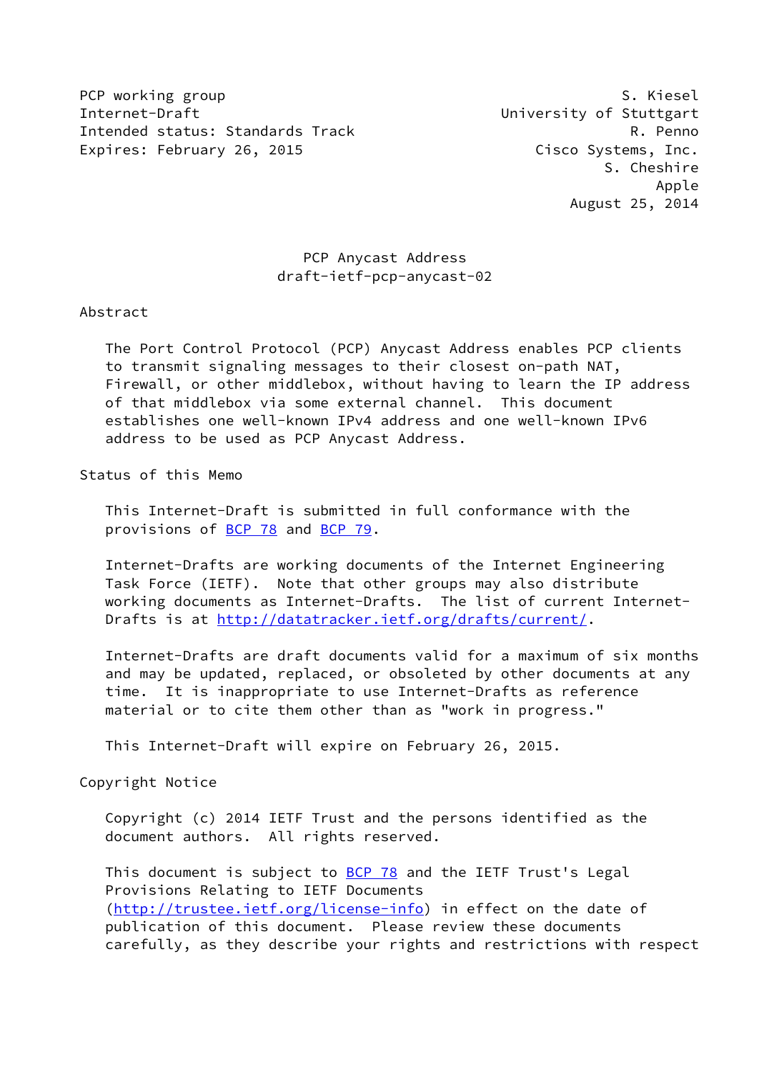PCP working group S. Kiesel
Internet-Draft University of Stuttgart
Intended status: Standards Track R. Penno
Expires: February 26, 2015 Cisco Systems, Inc.
S. Cheshire
Apple
August 25, 2014

# PCP Anycast Address
draft-ietf-pcp-anycast-02

## Abstract

The Port Control Protocol (PCP) Anycast Address enables PCP clients to transmit signaling messages to their closest on-path NAT, Firewall, or other middlebox, without having to learn the IP address of that middlebox via some external channel. This document establishes one well-known IPv4 address and one well-known IPv6 address to be used as PCP Anycast Address.

## Status of this Memo

This Internet-Draft is submitted in full conformance with the provisions of BCP 78 and BCP 79.

Internet-Drafts are working documents of the Internet Engineering Task Force (IETF). Note that other groups may also distribute working documents as Internet-Drafts. The list of current Internet-Drafts is at http://datatracker.ietf.org/drafts/current/.

Internet-Drafts are draft documents valid for a maximum of six months and may be updated, replaced, or obsoleted by other documents at any time. It is inappropriate to use Internet-Drafts as reference material or to cite them other than as "work in progress."

This Internet-Draft will expire on February 26, 2015.

## Copyright Notice

Copyright (c) 2014 IETF Trust and the persons identified as the document authors. All rights reserved.

This document is subject to BCP 78 and the IETF Trust's Legal Provisions Relating to IETF Documents (http://trustee.ietf.org/license-info) in effect on the date of publication of this document. Please review these documents carefully, as they describe your rights and restrictions with respect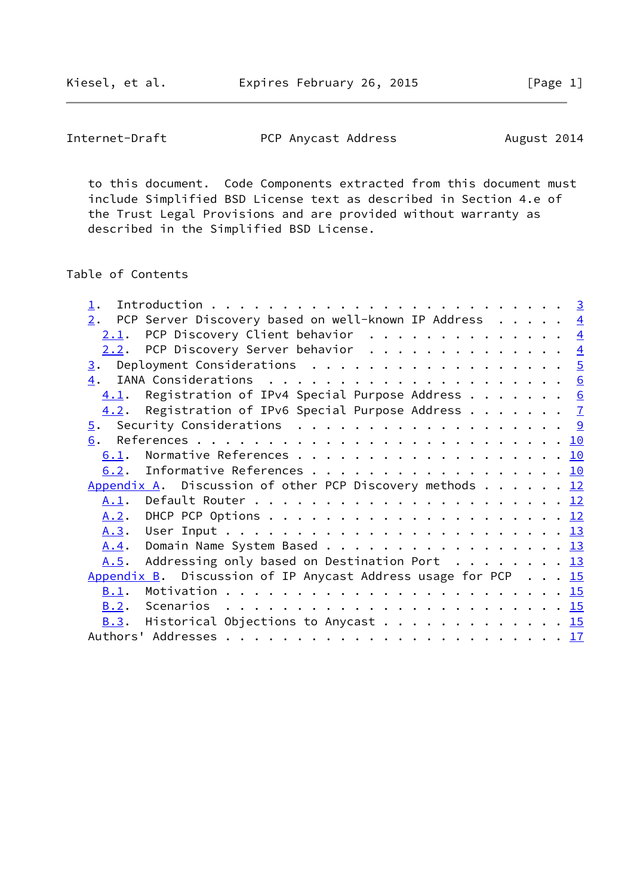to this document. Code Components extracted from this document must include Simplified BSD License text as described in Section 4.e of the Trust Legal Provisions and are provided without warranty as described in the Simplified BSD License.

## Table of Contents

```
   1.  Introduction . . . . . . . . . . . . . . . . . . . . . . . .   3
   2.  PCP Server Discovery based on well-known IP Address . . . . .   4
     2.1.  PCP Discovery Client behavior  . . . . . . . . . . . . .   4
     2.2.  PCP Discovery Server behavior  . . . . . . . . . . . . .   4
   3.  Deployment Considerations  . . . . . . . . . . . . . . . . .   5
   4.  IANA Considerations  . . . . . . . . . . . . . . . . . . . .   6
     4.1.  Registration of IPv4 Special Purpose Address . . . . . .   6
     4.2.  Registration of IPv6 Special Purpose Address . . . . . .   7
   5.  Security Considerations  . . . . . . . . . . . . . . . . . .   9
   6.  References . . . . . . . . . . . . . . . . . . . . . . . . .  10
     6.1.  Normative References . . . . . . . . . . . . . . . . . .  10
     6.2.  Informative References . . . . . . . . . . . . . . . . .  10
   Appendix A.  Discussion of other PCP Discovery methods . . . . .  12
     A.1.  Default Router . . . . . . . . . . . . . . . . . . . . .  12
     A.2.  DHCP PCP Options . . . . . . . . . . . . . . . . . . . .  12
     A.3.  User Input . . . . . . . . . . . . . . . . . . . . . . .  13
     A.4.  Domain Name System Based . . . . . . . . . . . . . . . .  13
     A.5.  Addressing only based on Destination Port  . . . . . . .  13
   Appendix B.  Discussion of IP Anycast Address usage for PCP  . .  15
     B.1.  Motivation . . . . . . . . . . . . . . . . . . . . . . .  15
     B.2.  Scenarios  . . . . . . . . . . . . . . . . . . . . . . .  15
     B.3.  Historical Objections to Anycast . . . . . . . . . . . .  15
   Authors' Addresses . . . . . . . . . . . . . . . . . . . . . . .  17
```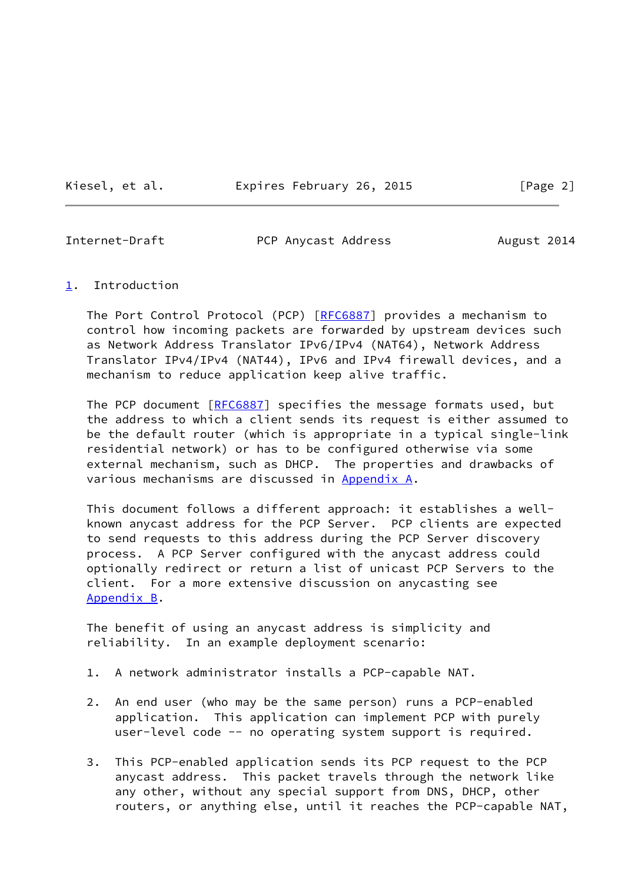## 1. Introduction

The Port Control Protocol (PCP) [RFC6887] provides a mechanism to control how incoming packets are forwarded by upstream devices such as Network Address Translator IPv6/IPv4 (NAT64), Network Address Translator IPv4/IPv4 (NAT44), IPv6 and IPv4 firewall devices, and a mechanism to reduce application keep alive traffic.

The PCP document [RFC6887] specifies the message formats used, but the address to which a client sends its request is either assumed to be the default router (which is appropriate in a typical single-link residential network) or has to be configured otherwise via some external mechanism, such as DHCP. The properties and drawbacks of various mechanisms are discussed in Appendix A.

This document follows a different approach: it establishes a well-known anycast address for the PCP Server. PCP clients are expected to send requests to this address during the PCP Server discovery process. A PCP Server configured with the anycast address could optionally redirect or return a list of unicast PCP Servers to the client. For a more extensive discussion on anycasting see Appendix B.

The benefit of using an anycast address is simplicity and reliability. In an example deployment scenario:

1. A network administrator installs a PCP-capable NAT.

2. An end user (who may be the same person) runs a PCP-enabled application. This application can implement PCP with purely user-level code -- no operating system support is required.

3. This PCP-enabled application sends its PCP request to the PCP anycast address. This packet travels through the network like any other, without any special support from DNS, DHCP, other routers, or anything else, until it reaches the PCP-capable NAT,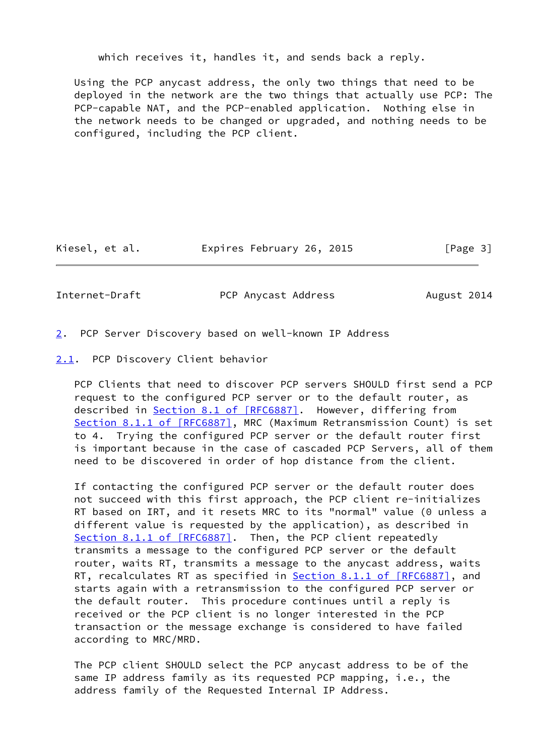which receives it, handles it, and sends back a reply.

Using the PCP anycast address, the only two things that need to be deployed in the network are the two things that actually use PCP: The PCP-capable NAT, and the PCP-enabled application. Nothing else in the network needs to be changed or upgraded, and nothing needs to be configured, including the PCP client.

## 2. PCP Server Discovery based on well-known IP Address

### 2.1. PCP Discovery Client behavior

PCP Clients that need to discover PCP servers SHOULD first send a PCP request to the configured PCP server or to the default router, as described in Section 8.1 of [RFC6887]. However, differing from Section 8.1.1 of [RFC6887], MRC (Maximum Retransmission Count) is set to 4. Trying the configured PCP server or the default router first is important because in the case of cascaded PCP Servers, all of them need to be discovered in order of hop distance from the client.

If contacting the configured PCP server or the default router does not succeed with this first approach, the PCP client re-initializes RT based on IRT, and it resets MRC to its "normal" value (0 unless a different value is requested by the application), as described in Section 8.1.1 of [RFC6887]. Then, the PCP client repeatedly transmits a message to the configured PCP server or the default router, waits RT, transmits a message to the anycast address, waits RT, recalculates RT as specified in Section 8.1.1 of [RFC6887], and starts again with a retransmission to the configured PCP server or the default router. This procedure continues until a reply is received or the PCP client is no longer interested in the PCP transaction or the message exchange is considered to have failed according to MRC/MRD.

The PCP client SHOULD select the PCP anycast address to be of the same IP address family as its requested PCP mapping, i.e., the address family of the Requested Internal IP Address.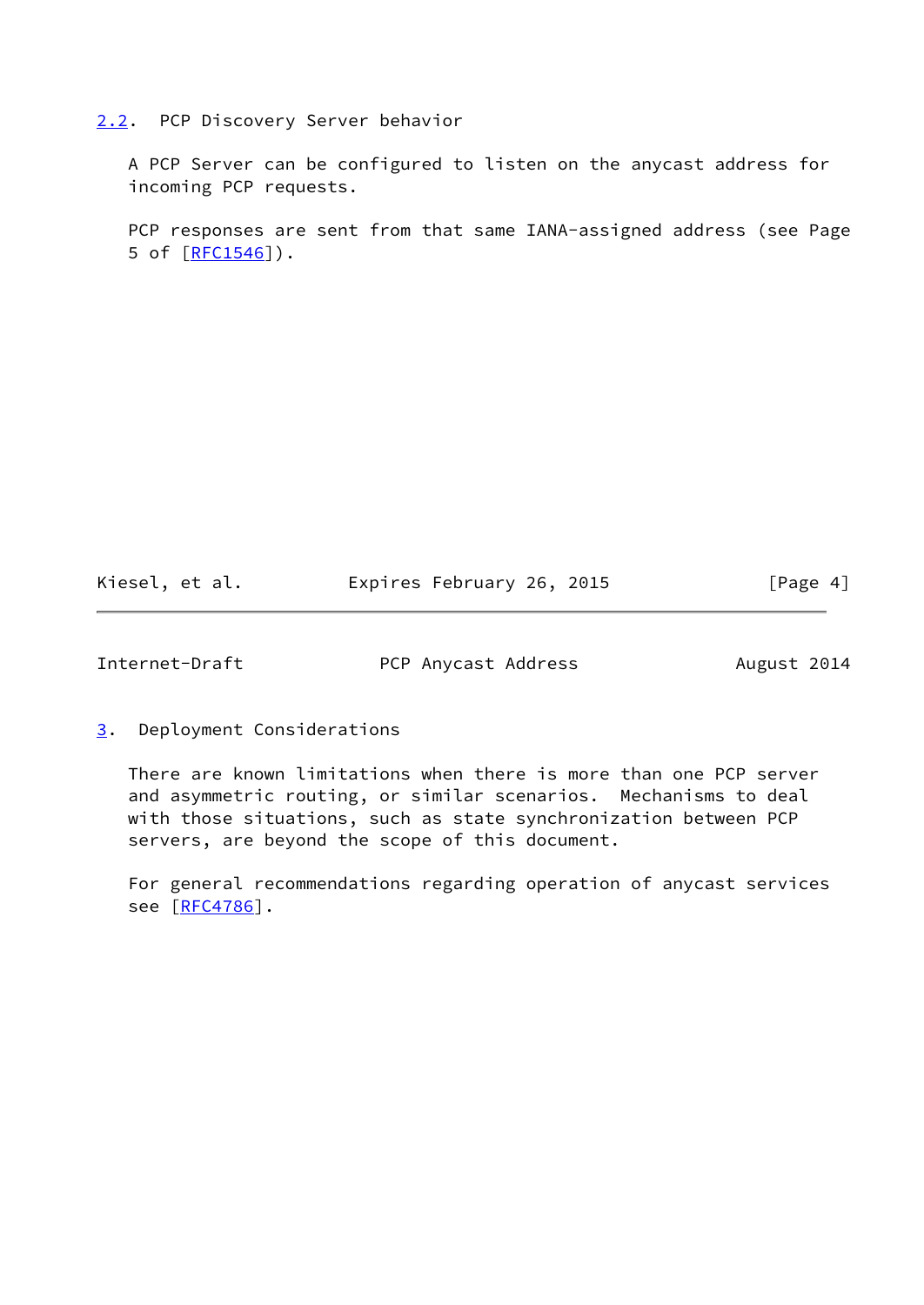### 2.2. PCP Discovery Server behavior

A PCP Server can be configured to listen on the anycast address for incoming PCP requests.

PCP responses are sent from that same IANA-assigned address (see Page 5 of [RFC1546]).

## 3. Deployment Considerations

There are known limitations when there is more than one PCP server and asymmetric routing, or similar scenarios. Mechanisms to deal with those situations, such as state synchronization between PCP servers, are beyond the scope of this document.

For general recommendations regarding operation of anycast services see [RFC4786].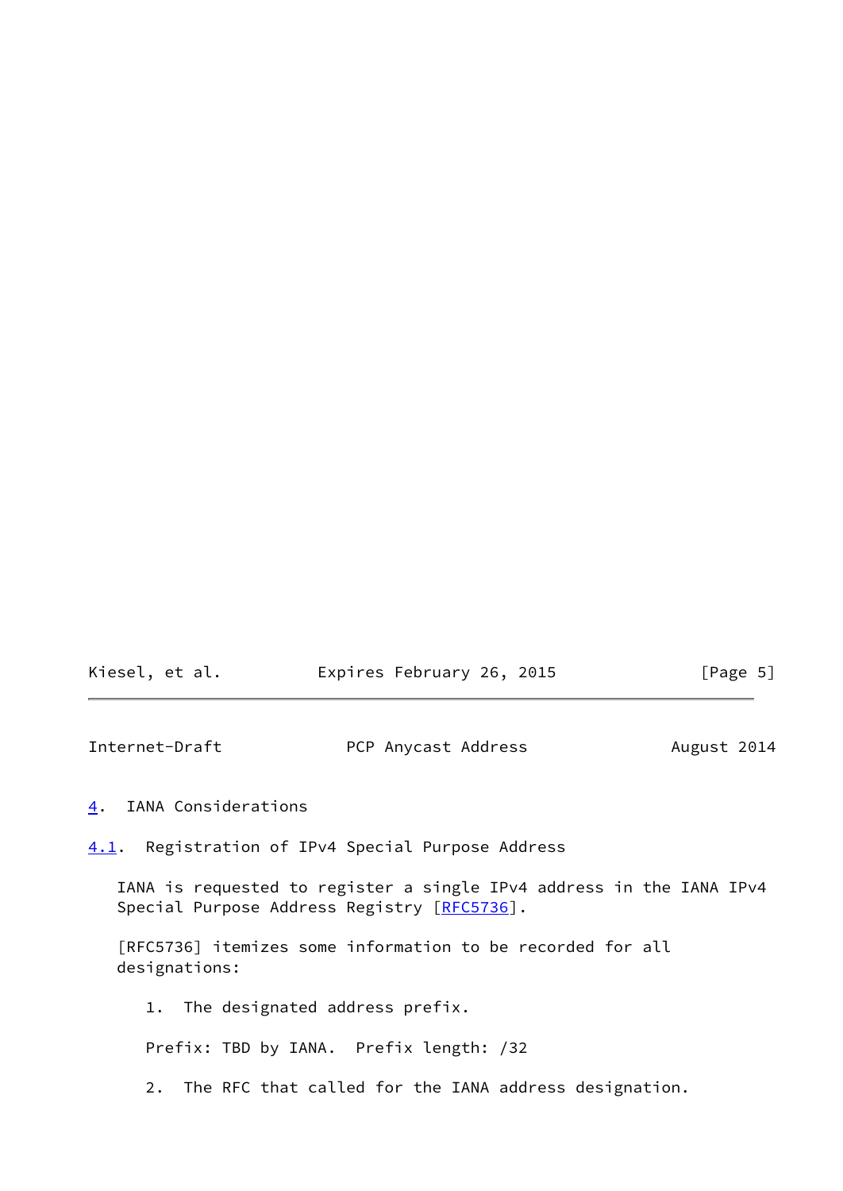## 4. IANA Considerations

### 4.1. Registration of IPv4 Special Purpose Address

IANA is requested to register a single IPv4 address in the IANA IPv4 Special Purpose Address Registry [RFC5736].

[RFC5736] itemizes some information to be recorded for all designations:

1. The designated address prefix.

   Prefix: TBD by IANA.  Prefix length: /32

2. The RFC that called for the IANA address designation.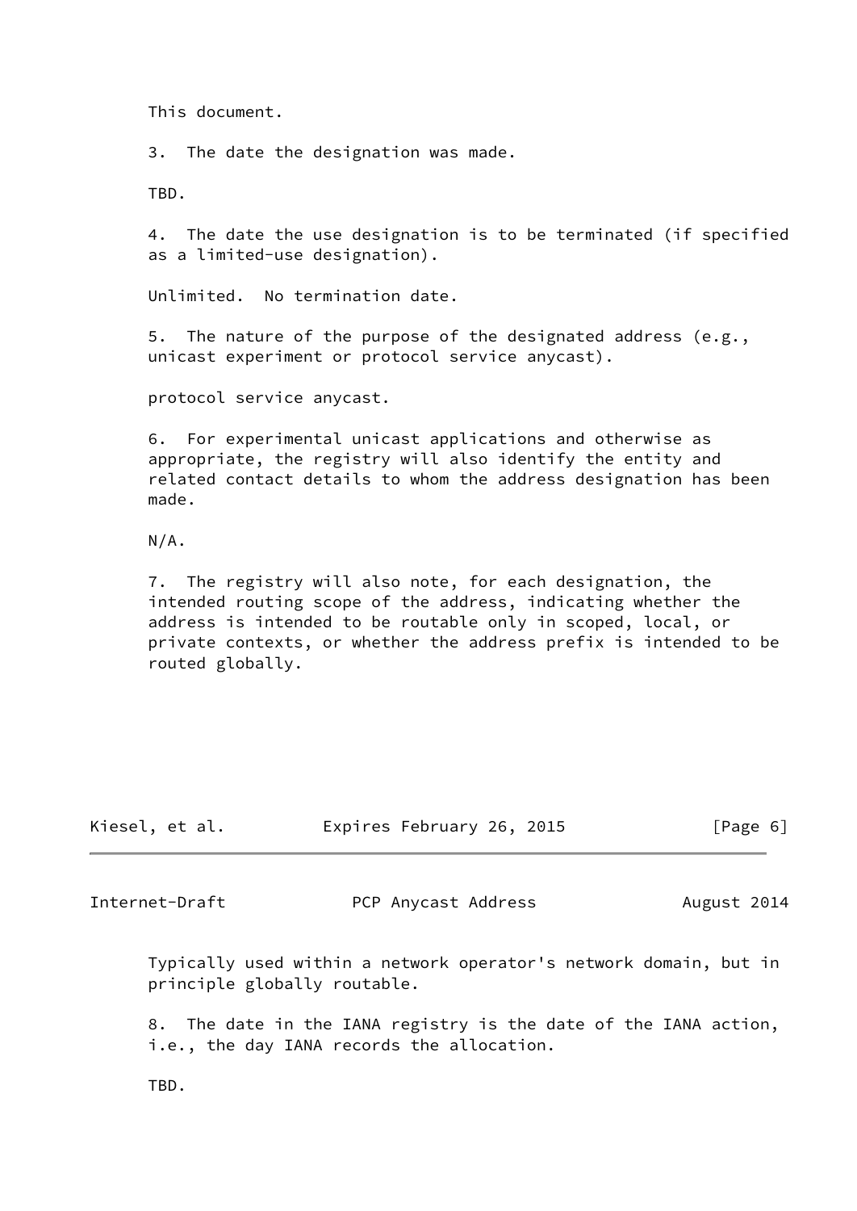This document.

3. The date the designation was made.

TBD.

4. The date the use designation is to be terminated (if specified as a limited-use designation).

Unlimited. No termination date.

5. The nature of the purpose of the designated address (e.g., unicast experiment or protocol service anycast).

protocol service anycast.

6. For experimental unicast applications and otherwise as appropriate, the registry will also identify the entity and related contact details to whom the address designation has been made.

N/A.

7. The registry will also note, for each designation, the intended routing scope of the address, indicating whether the address is intended to be routable only in scoped, local, or private contexts, or whether the address prefix is intended to be routed globally.

Typically used within a network operator's network domain, but in principle globally routable.

8. The date in the IANA registry is the date of the IANA action, i.e., the day IANA records the allocation.

TBD.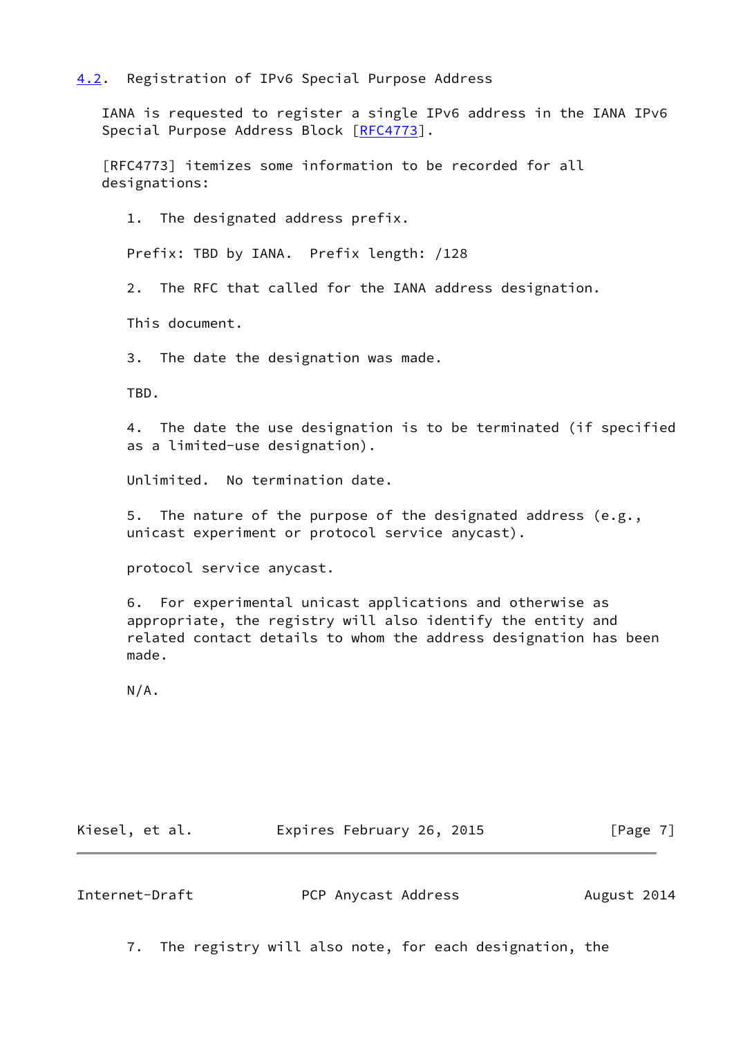### 4.2. Registration of IPv6 Special Purpose Address

IANA is requested to register a single IPv6 address in the IANA IPv6 Special Purpose Address Block [RFC4773].

[RFC4773] itemizes some information to be recorded for all designations:

1. The designated address prefix.

   Prefix: TBD by IANA. Prefix length: /128

2. The RFC that called for the IANA address designation.

   This document.

3. The date the designation was made.

   TBD.

4. The date the use designation is to be terminated (if specified as a limited-use designation).

   Unlimited. No termination date.

5. The nature of the purpose of the designated address (e.g., unicast experiment or protocol service anycast).

   protocol service anycast.

6. For experimental unicast applications and otherwise as appropriate, the registry will also identify the entity and related contact details to whom the address designation has been made.

   N/A.

7. The registry will also note, for each designation, the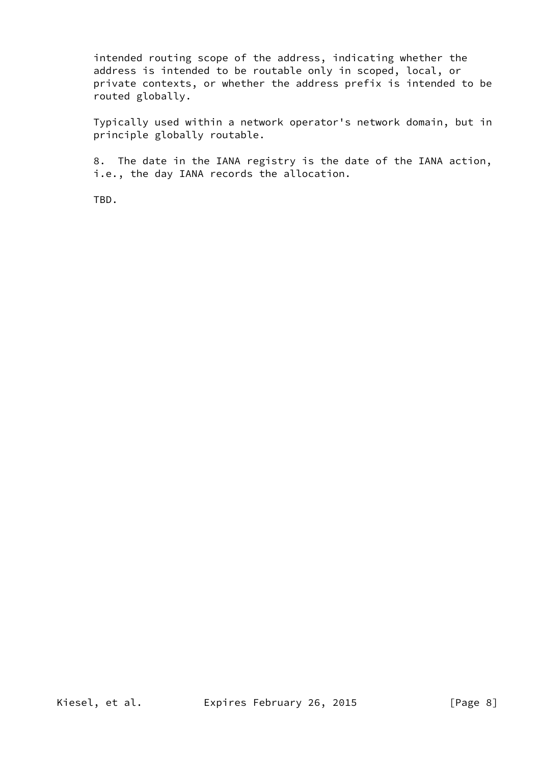intended routing scope of the address, indicating whether the address is intended to be routable only in scoped, local, or private contexts, or whether the address prefix is intended to be routed globally.

Typically used within a network operator's network domain, but in principle globally routable.

8. The date in the IANA registry is the date of the IANA action, i.e., the day IANA records the allocation.

TBD.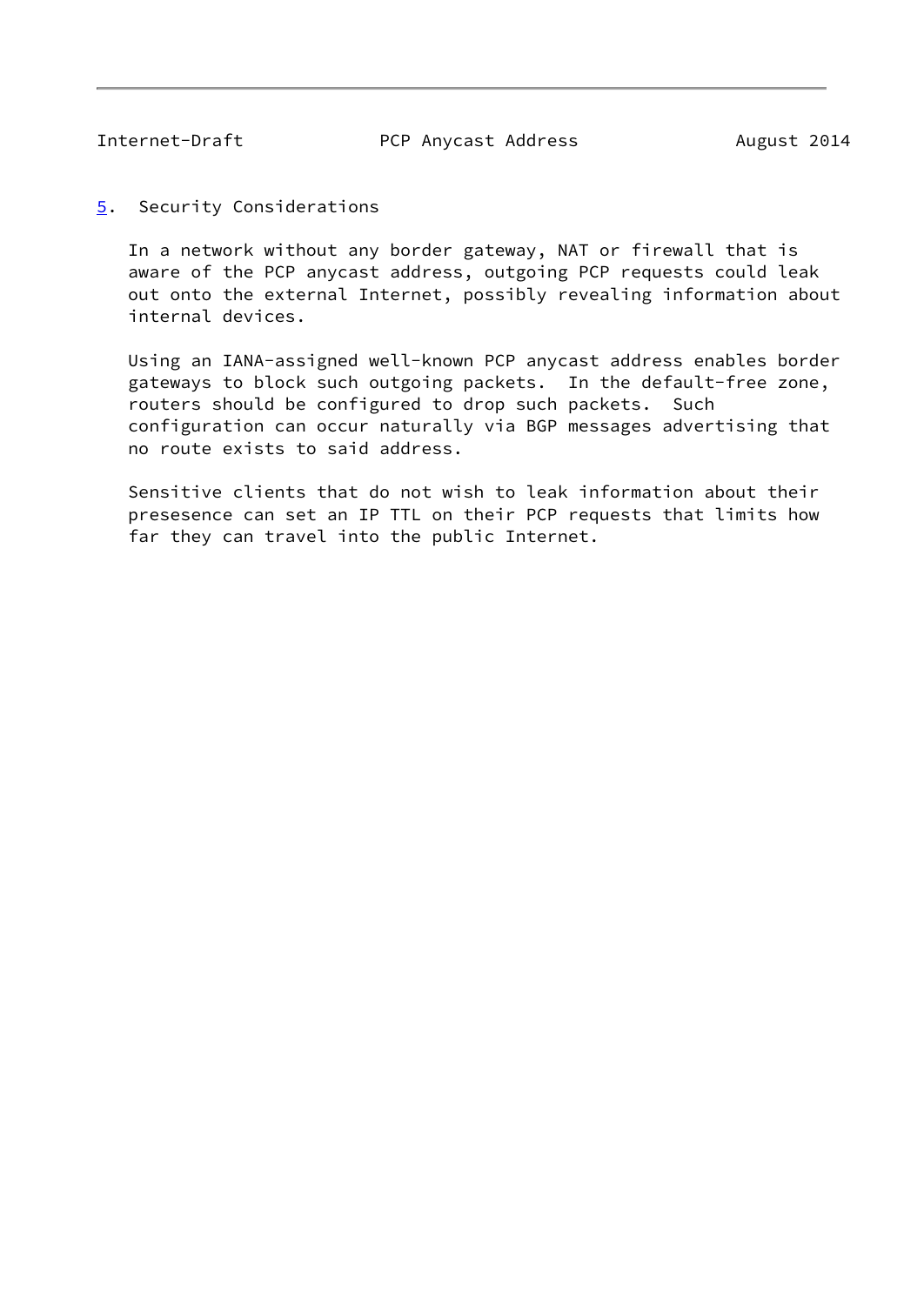## 5. Security Considerations

In a network without any border gateway, NAT or firewall that is aware of the PCP anycast address, outgoing PCP requests could leak out onto the external Internet, possibly revealing information about internal devices.

Using an IANA-assigned well-known PCP anycast address enables border gateways to block such outgoing packets. In the default-free zone, routers should be configured to drop such packets. Such configuration can occur naturally via BGP messages advertising that no route exists to said address.

Sensitive clients that do not wish to leak information about their presesence can set an IP TTL on their PCP requests that limits how far they can travel into the public Internet.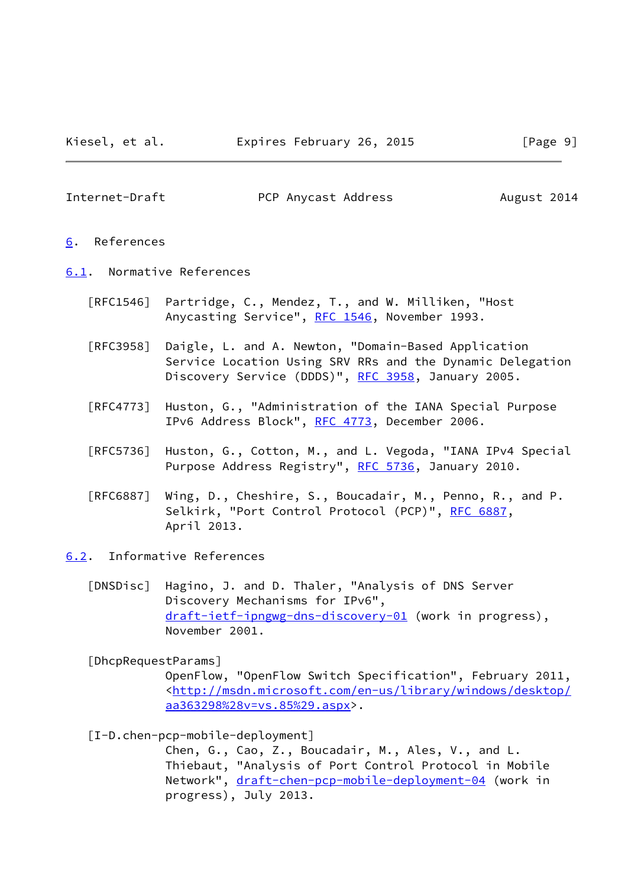# 6. References

## 6.1. Normative References

[RFC1546] Partridge, C., Mendez, T., and W. Milliken, "Host Anycasting Service", RFC 1546, November 1993.

[RFC3958] Daigle, L. and A. Newton, "Domain-Based Application Service Location Using SRV RRs and the Dynamic Delegation Discovery Service (DDDS)", RFC 3958, January 2005.

[RFC4773] Huston, G., "Administration of the IANA Special Purpose IPv6 Address Block", RFC 4773, December 2006.

[RFC5736] Huston, G., Cotton, M., and L. Vegoda, "IANA IPv4 Special Purpose Address Registry", RFC 5736, January 2010.

[RFC6887] Wing, D., Cheshire, S., Boucadair, M., Penno, R., and P. Selkirk, "Port Control Protocol (PCP)", RFC 6887, April 2013.

## 6.2. Informative References

[DNSDisc] Hagino, J. and D. Thaler, "Analysis of DNS Server Discovery Mechanisms for IPv6", draft-ietf-ipngwg-dns-discovery-01 (work in progress), November 2001.

[DhcpRequestParams] OpenFlow, "OpenFlow Switch Specification", February 2011, <http://msdn.microsoft.com/en-us/library/windows/desktop/aa363298%28v=vs.85%29.aspx>.

[I-D.chen-pcp-mobile-deployment] Chen, G., Cao, Z., Boucadair, M., Ales, V., and L. Thiebaut, "Analysis of Port Control Protocol in Mobile Network", draft-chen-pcp-mobile-deployment-04 (work in progress), July 2013.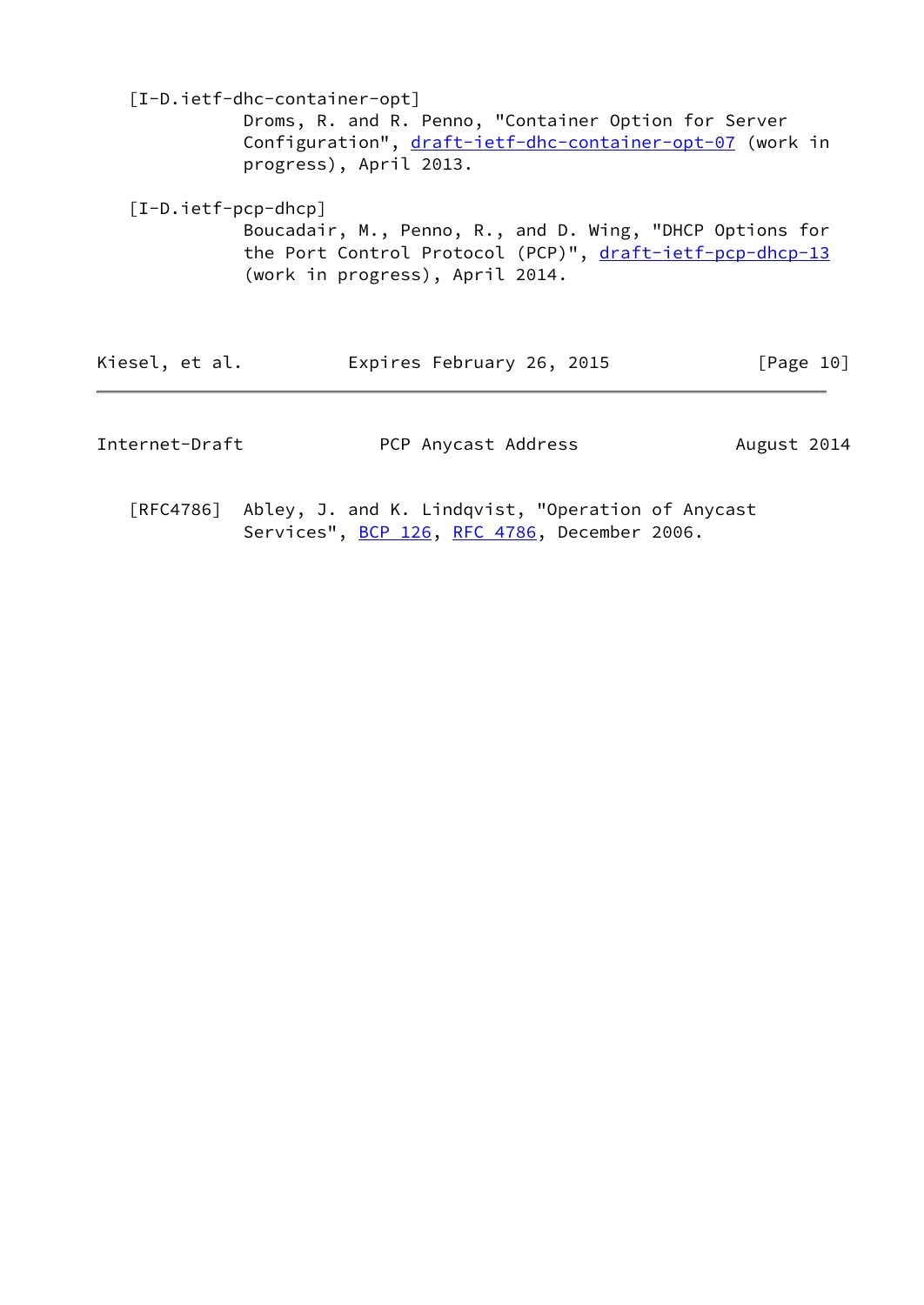[I-D.ietf-dhc-container-opt]
Droms, R. and R. Penno, "Container Option for Server Configuration", draft-ietf-dhc-container-opt-07 (work in progress), April 2013.

[I-D.ietf-pcp-dhcp]
Boucadair, M., Penno, R., and D. Wing, "DHCP Options for the Port Control Protocol (PCP)", draft-ietf-pcp-dhcp-13 (work in progress), April 2014.

[RFC4786] Abley, J. and K. Lindqvist, "Operation of Anycast Services", BCP 126, RFC 4786, December 2006.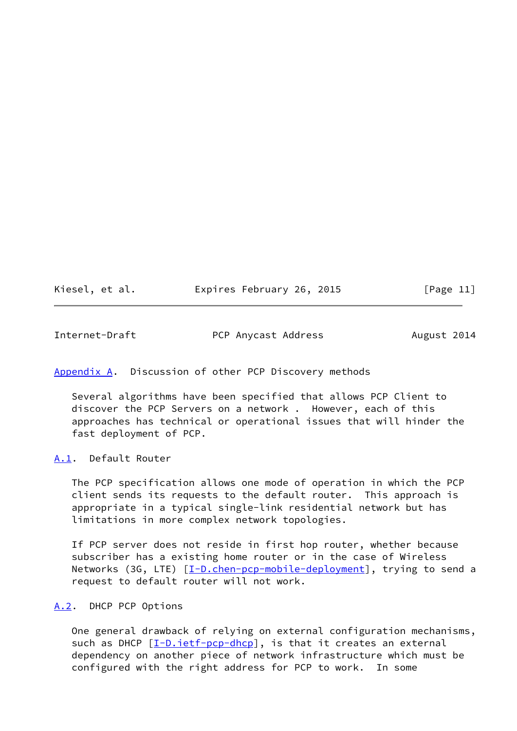## Appendix A. Discussion of other PCP Discovery methods

Several algorithms have been specified that allows PCP Client to discover the PCP Servers on a network . However, each of this approaches has technical or operational issues that will hinder the fast deployment of PCP.

### A.1. Default Router

The PCP specification allows one mode of operation in which the PCP client sends its requests to the default router. This approach is appropriate in a typical single-link residential network but has limitations in more complex network topologies.

If PCP server does not reside in first hop router, whether because subscriber has a existing home router or in the case of Wireless Networks (3G, LTE) [I-D.chen-pcp-mobile-deployment], trying to send a request to default router will not work.

### A.2. DHCP PCP Options

One general drawback of relying on external configuration mechanisms, such as DHCP [I-D.ietf-pcp-dhcp], is that it creates an external dependency on another piece of network infrastructure which must be configured with the right address for PCP to work. In some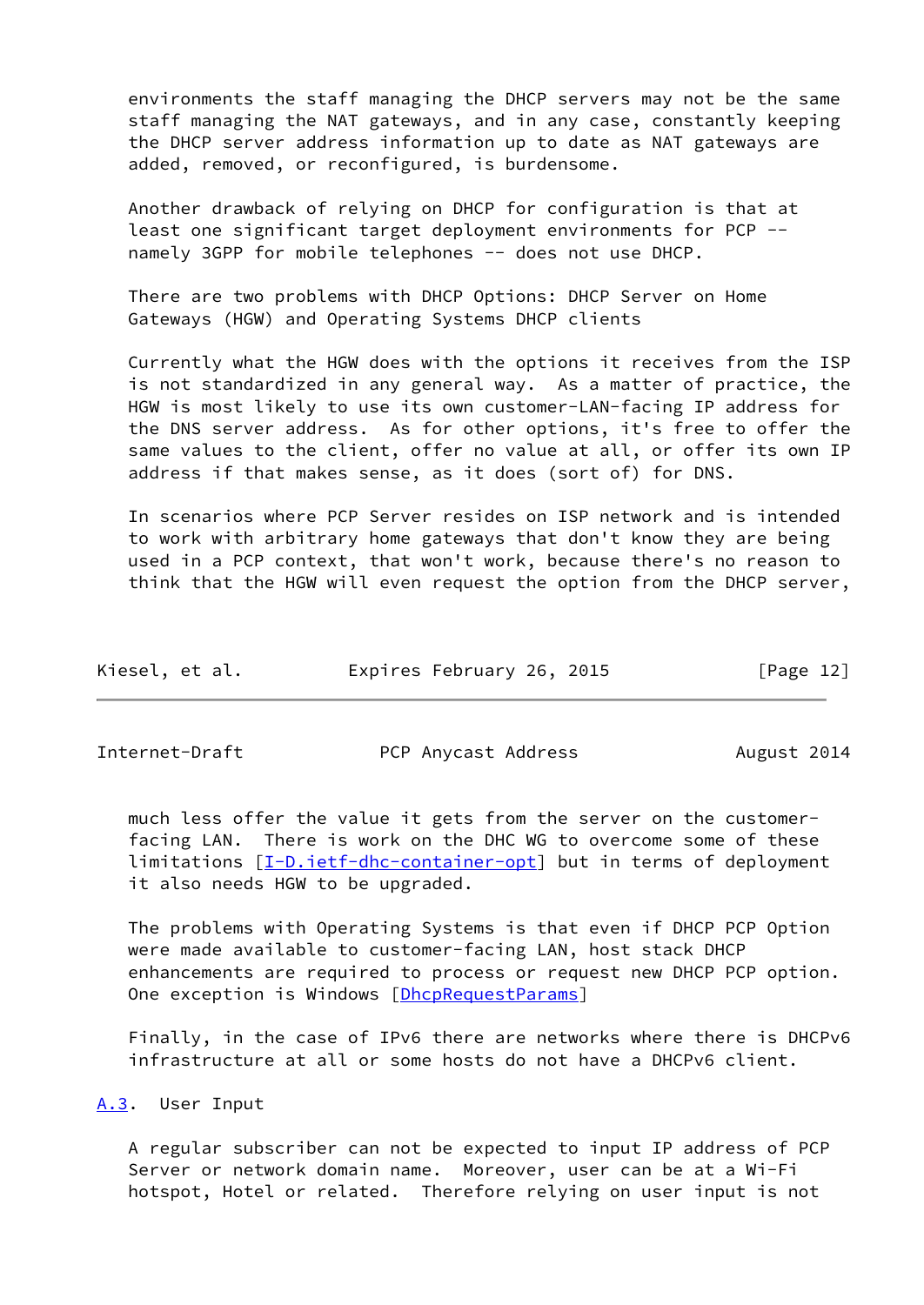environments the staff managing the DHCP servers may not be the same staff managing the NAT gateways, and in any case, constantly keeping the DHCP server address information up to date as NAT gateways are added, removed, or reconfigured, is burdensome.

Another drawback of relying on DHCP for configuration is that at least one significant target deployment environments for PCP -- namely 3GPP for mobile telephones -- does not use DHCP.

There are two problems with DHCP Options: DHCP Server on Home Gateways (HGW) and Operating Systems DHCP clients

Currently what the HGW does with the options it receives from the ISP is not standardized in any general way. As a matter of practice, the HGW is most likely to use its own customer-LAN-facing IP address for the DNS server address. As for other options, it's free to offer the same values to the client, offer no value at all, or offer its own IP address if that makes sense, as it does (sort of) for DNS.

In scenarios where PCP Server resides on ISP network and is intended to work with arbitrary home gateways that don't know they are being used in a PCP context, that won't work, because there's no reason to think that the HGW will even request the option from the DHCP server, much less offer the value it gets from the server on the customer-facing LAN. There is work on the DHC WG to overcome some of these limitations [I-D.ietf-dhc-container-opt] but in terms of deployment it also needs HGW to be upgraded.

The problems with Operating Systems is that even if DHCP PCP Option were made available to customer-facing LAN, host stack DHCP enhancements are required to process or request new DHCP PCP option. One exception is Windows [DhcpRequestParams]

Finally, in the case of IPv6 there are networks where there is DHCPv6 infrastructure at all or some hosts do not have a DHCPv6 client.

### A.3. User Input

A regular subscriber can not be expected to input IP address of PCP Server or network domain name. Moreover, user can be at a Wi-Fi hotspot, Hotel or related. Therefore relying on user input is not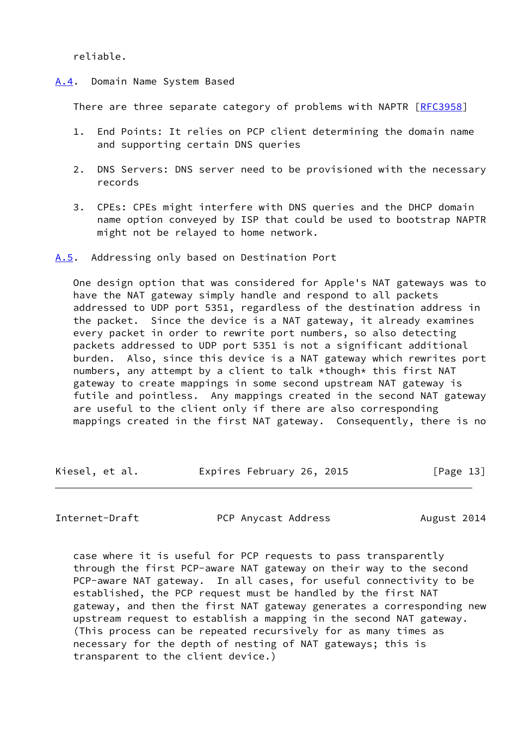reliable.

### A.4. Domain Name System Based

There are three separate category of problems with NAPTR [RFC3958]

1. End Points: It relies on PCP client determining the domain name and supporting certain DNS queries

2. DNS Servers: DNS server need to be provisioned with the necessary records

3. CPEs: CPEs might interfere with DNS queries and the DHCP domain name option conveyed by ISP that could be used to bootstrap NAPTR might not be relayed to home network.

### A.5. Addressing only based on Destination Port

One design option that was considered for Apple's NAT gateways was to have the NAT gateway simply handle and respond to all packets addressed to UDP port 5351, regardless of the destination address in the packet. Since the device is a NAT gateway, it already examines every packet in order to rewrite port numbers, so also detecting packets addressed to UDP port 5351 is not a significant additional burden. Also, since this device is a NAT gateway which rewrites port numbers, any attempt by a client to talk *though* this first NAT gateway to create mappings in some second upstream NAT gateway is futile and pointless. Any mappings created in the second NAT gateway are useful to the client only if there are also corresponding mappings created in the first NAT gateway. Consequently, there is no case where it is useful for PCP requests to pass transparently through the first PCP-aware NAT gateway on their way to the second PCP-aware NAT gateway. In all cases, for useful connectivity to be established, the PCP request must be handled by the first NAT gateway, and then the first NAT gateway generates a corresponding new upstream request to establish a mapping in the second NAT gateway. (This process can be repeated recursively for as many times as necessary for the depth of nesting of NAT gateways; this is transparent to the client device.)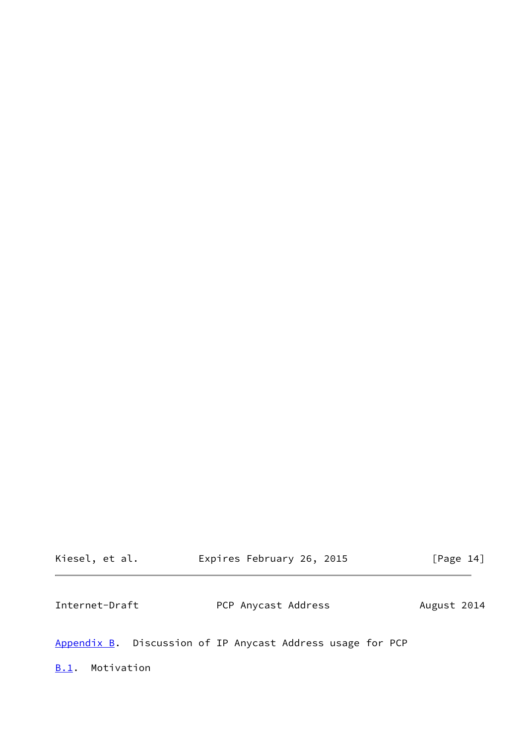## Appendix B. Discussion of IP Anycast Address usage for PCP

### B.1. Motivation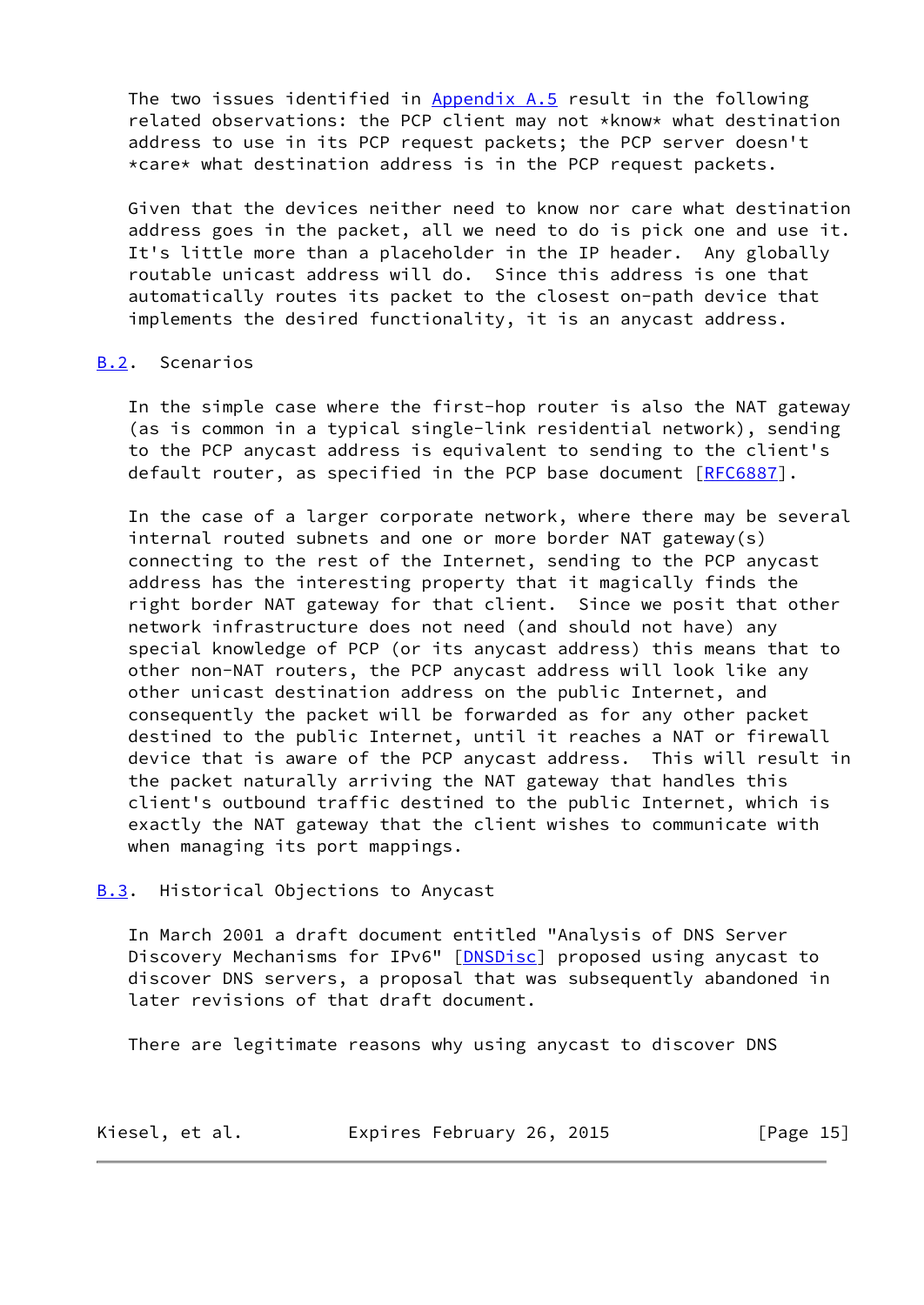The two issues identified in Appendix A.5 result in the following related observations: the PCP client may not *know* what destination address to use in its PCP request packets; the PCP server doesn't *care* what destination address is in the PCP request packets.

Given that the devices neither need to know nor care what destination address goes in the packet, all we need to do is pick one and use it. It's little more than a placeholder in the IP header. Any globally routable unicast address will do. Since this address is one that automatically routes its packet to the closest on-path device that implements the desired functionality, it is an anycast address.

## B.2. Scenarios

In the simple case where the first-hop router is also the NAT gateway (as is common in a typical single-link residential network), sending to the PCP anycast address is equivalent to sending to the client's default router, as specified in the PCP base document [RFC6887].

In the case of a larger corporate network, where there may be several internal routed subnets and one or more border NAT gateway(s) connecting to the rest of the Internet, sending to the PCP anycast address has the interesting property that it magically finds the right border NAT gateway for that client. Since we posit that other network infrastructure does not need (and should not have) any special knowledge of PCP (or its anycast address) this means that to other non-NAT routers, the PCP anycast address will look like any other unicast destination address on the public Internet, and consequently the packet will be forwarded as for any other packet destined to the public Internet, until it reaches a NAT or firewall device that is aware of the PCP anycast address. This will result in the packet naturally arriving the NAT gateway that handles this client's outbound traffic destined to the public Internet, which is exactly the NAT gateway that the client wishes to communicate with when managing its port mappings.

## B.3. Historical Objections to Anycast

In March 2001 a draft document entitled "Analysis of DNS Server Discovery Mechanisms for IPv6" [DNSDisc] proposed using anycast to discover DNS servers, a proposal that was subsequently abandoned in later revisions of that draft document.

There are legitimate reasons why using anycast to discover DNS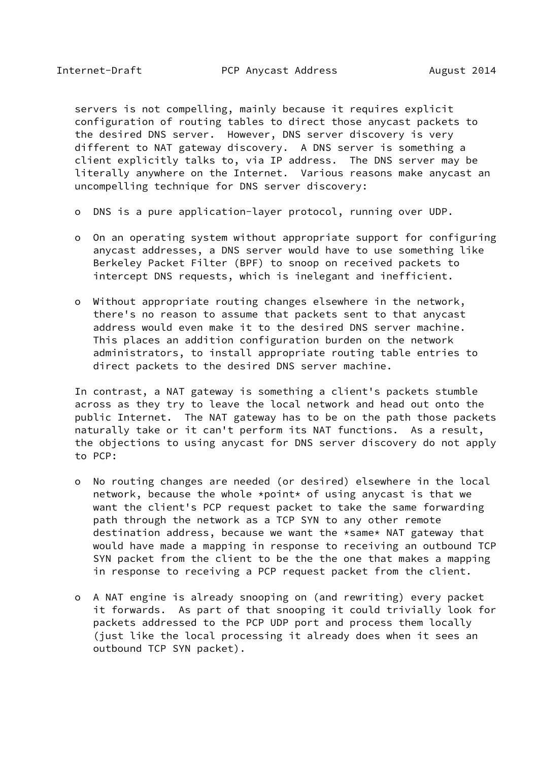servers is not compelling, mainly because it requires explicit configuration of routing tables to direct those anycast packets to the desired DNS server. However, DNS server discovery is very different to NAT gateway discovery. A DNS server is something a client explicitly talks to, via IP address. The DNS server may be literally anywhere on the Internet. Various reasons make anycast an uncompelling technique for DNS server discovery:

- DNS is a pure application-layer protocol, running over UDP.
- On an operating system without appropriate support for configuring anycast addresses, a DNS server would have to use something like Berkeley Packet Filter (BPF) to snoop on received packets to intercept DNS requests, which is inelegant and inefficient.
- Without appropriate routing changes elsewhere in the network, there's no reason to assume that packets sent to that anycast address would even make it to the desired DNS server machine. This places an addition configuration burden on the network administrators, to install appropriate routing table entries to direct packets to the desired DNS server machine.

In contrast, a NAT gateway is something a client's packets stumble across as they try to leave the local network and head out onto the public Internet. The NAT gateway has to be on the path those packets naturally take or it can't perform its NAT functions. As a result, the objections to using anycast for DNS server discovery do not apply to PCP:

- No routing changes are needed (or desired) elsewhere in the local network, because the whole *point* of using anycast is that we want the client's PCP request packet to take the same forwarding path through the network as a TCP SYN to any other remote destination address, because we want the *same* NAT gateway that would have made a mapping in response to receiving an outbound TCP SYN packet from the client to be the the one that makes a mapping in response to receiving a PCP request packet from the client.
- A NAT engine is already snooping on (and rewriting) every packet it forwards. As part of that snooping it could trivially look for packets addressed to the PCP UDP port and process them locally (just like the local processing it already does when it sees an outbound TCP SYN packet).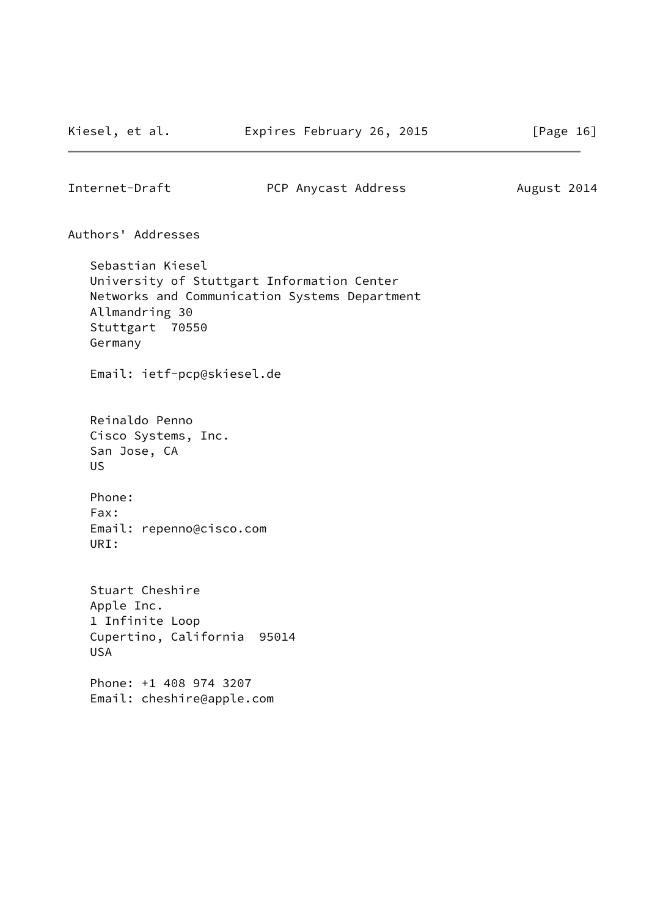## Authors' Addresses

Sebastian Kiesel
University of Stuttgart Information Center
Networks and Communication Systems Department
Allmandring 30
Stuttgart  70550
Germany

Email: ietf-pcp@skiesel.de

Reinaldo Penno
Cisco Systems, Inc.
San Jose, CA
US

Phone:
Fax:
Email: repenno@cisco.com
URI:

Stuart Cheshire
Apple Inc.
1 Infinite Loop
Cupertino, California  95014
USA

Phone: +1 408 974 3207
Email: cheshire@apple.com